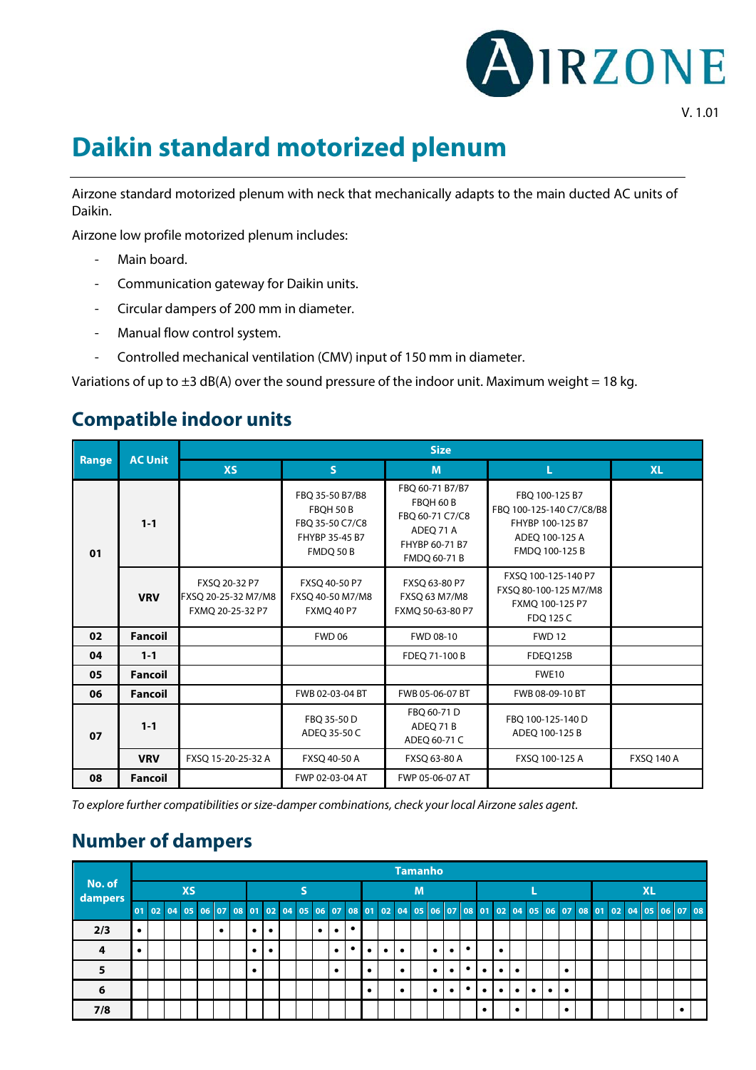V. 1.01

# Daikin standard motorized plenum

Airzone standard motorized plenum with neck that mechanically adapts to the main ducted AC units of Daikin.

Airzone low profile motorized plenum includes:

- Main board.
- Communication gateway for Daikin units.
- Circular dampers of 200 mm in diameter.
- Manual flow control system.
- Controlled mechanical ventilation (CMV) input of 150 mm in diameter.

Variations of up to ±3 dB(A) over the sound pressure of the indoor unit. Maximum weight = 18 kg.

## Compatible indoor units

| Range | AC Unit | Size | | | | |
|---|---|---|---|---|---|---|
| | | XS | S | M | L | XL |
| 01 | 1-1 | | FBQ 35-50 B7/B8<br>FBQH 50 B<br>FBQ 35-50 C7/C8<br>FHYBP 35-45 B7<br>FMDQ 50 B | FBQ 60-71 B7/B7<br>FBQH 60 B<br>FBQ 60-71 C7/C8<br>ADEQ 71 A<br>FHYBP 60-71 B7<br>FMDQ 60-71 B | FBQ 100-125 B7<br>FBQ 100-125-140 C7/C8/B8<br>FHYBP 100-125 B7<br>ADEQ 100-125 A<br>FMDQ 100-125 B | |
| | VRV | FXSQ 20-32 P7<br>FXSQ 20-25-32 M7/M8<br>FXMQ 20-25-32 P7 | FXSQ 40-50 P7<br>FXSQ 40-50 M7/M8<br>FXMQ 40 P7 | FXSQ 63-80 P7<br>FXSQ 63 M7/M8<br>FXMQ 50-63-80 P7 | FXSQ 100-125-140 P7<br>FXSQ 80-100-125 M7/M8<br>FXMQ 100-125 P7<br>FDQ 125 C | |
| 02 | Fancoil | | FWD 06 | FWD 08-10 | FWD 12 | |
| 04 | 1-1 | | | FDEQ 71-100 B | FDEQ125B | |
| 05 | Fancoil | | | | FWE10 | |
| 06 | Fancoil | | FWB 02-03-04 BT | FWB 05-06-07 BT | FWB 08-09-10 BT | |
| 07 | 1-1 | | FBQ 35-50 D<br>ADEQ 35-50 C | FBQ 60-71 D<br>ADEQ 71 B<br>ADEQ 60-71 C | FBQ 100-125-140 D<br>ADEQ 100-125 B | |
| | VRV | FXSQ 15-20-25-32 A | FXSQ 40-50 A | FXSQ 63-80 A | FXSQ 100-125 A | FXSQ 140 A |
| 08 | Fancoil | | FWP 02-03-04 AT | FWP 05-06-07 AT | | |

*To explore further compatibilities or size-damper combinations, check your local Airzone sales agent.*

## Number of dampers

| No. of dampers | Tamanho | | | | | | | | | | | | | | | | | | | | | | | | | | | | | | | | | | |
|---|---|---|---|---|---|---|---|---|---|---|---|---|---|---|---|---|---|---|---|---|---|---|---|---|---|---|---|---|---|---|---|---|---|---|---|
| | XS | | | | | | | S | | | | | | | M | | | | | | | L | | | | | | | XL | | | | | | |
| | 01 | 02 | 04 | 05 | 06 | 07 | 08 | 01 | 02 | 04 | 05 | 06 | 07 | 08 | 01 | 02 | 04 | 05 | 06 | 07 | 08 | 01 | 02 | 04 | 05 | 06 | 07 | 08 | 01 | 02 | 04 | 05 | 06 | 07 | 08 |
| 2/3 | • | | | | | • | | • | • | | | • | • | • | | | | | | | | | | | | | | | | | | | | | |
| 4 | • | | | | | | | • | • | | | | • | • | • | • | • | | • | • | • | | • | | | | | | | | | | | | |
| 5 | | | | | | | | • | | | | | • | | • | | • | | • | • | • | • | • | • | | | • | | | | | | | | |
| 6 | | | | | | | | | | | | | | | • | | • | | • | • | • | • | • | • | • | • | • | | | | | | | | |
| 7/8 | | | | | | | | | | | | | | | | | | | | | | • | | • | | | • | | | | | | | • | |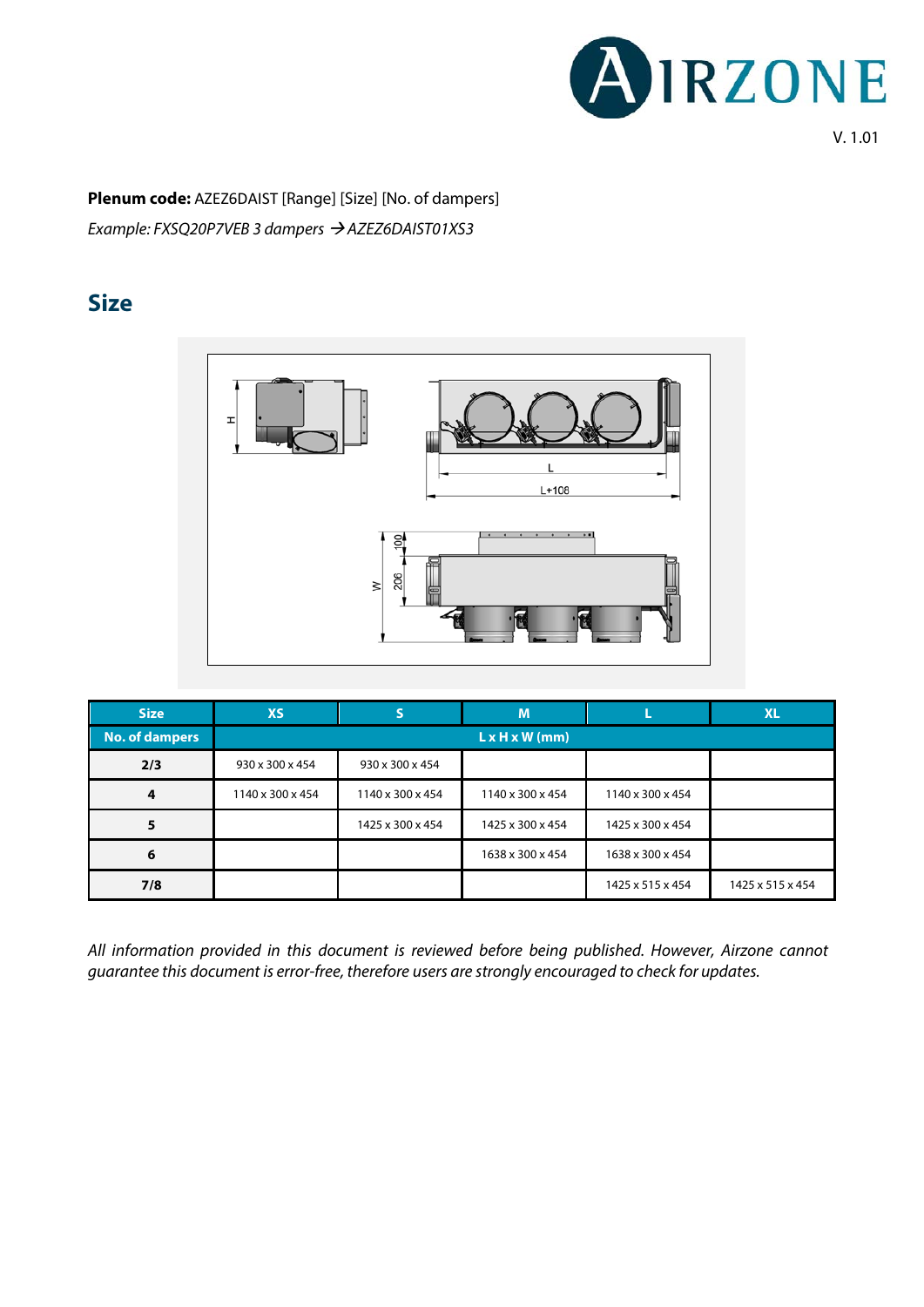V. 1.01

**Plenum code:** AZEZ6DAIST [Range] [Size] [No. of dampers]

*Example: FXSQ20P7VEB 3 dampers → AZEZ6DAIST01XS3*

## Size

H

L

L+108

100

206

W

| Size | XS | S | M | L | XL |
|---|---|---|---|---|---|
| **No. of dampers** | L x H x W (mm) | | | | |
| **2/3** | 930 x 300 x 454 | 930 x 300 x 454 | | | |
| **4** | 1140 x 300 x 454 | 1140 x 300 x 454 | 1140 x 300 x 454 | 1140 x 300 x 454 | |
| **5** | | 1425 x 300 x 454 | 1425 x 300 x 454 | 1425 x 300 x 454 | |
| **6** | | | 1638 x 300 x 454 | 1638 x 300 x 454 | |
| **7/8** | | | | 1425 x 515 x 454 | 1425 x 515 x 454 |

*All information provided in this document is reviewed before being published. However, Airzone cannot guarantee this document is error-free, therefore users are strongly encouraged to check for updates.*